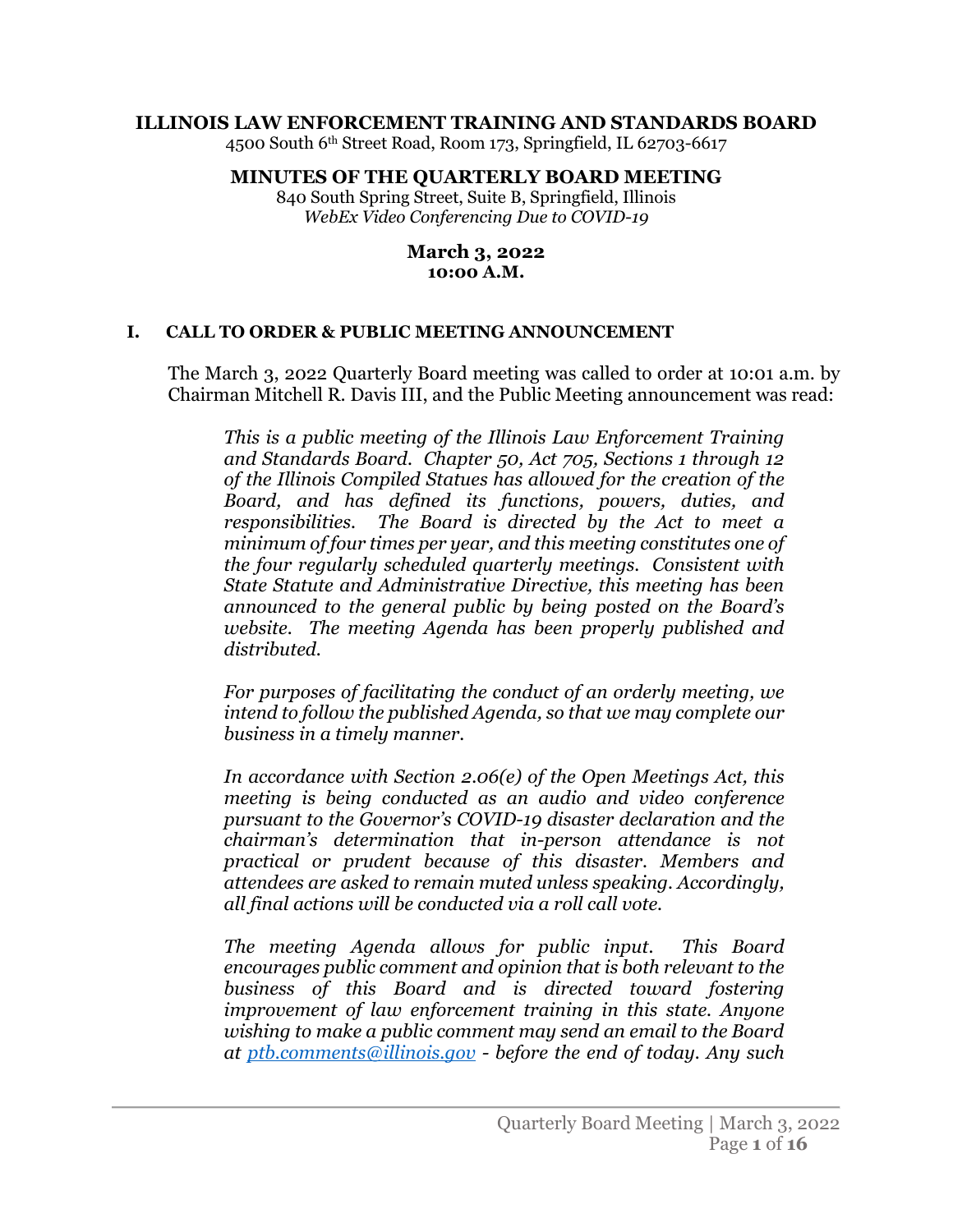# ILLINOIS LAW ENFORCEMENT TRAINING AND STANDARDS BOARD

4500 South 6th Street Road, Room 173, Springfield, IL 62703-6617

## MINUTES OF THE QUARTERLY BOARD MEETING

840 South Spring Street, Suite B, Springfield, Illinois
*WebEx Video Conferencing Due to COVID-19*

**March 3, 2022**
**10:00 A.M.**

### I. CALL TO ORDER & PUBLIC MEETING ANNOUNCEMENT

The March 3, 2022 Quarterly Board meeting was called to order at 10:01 a.m. by Chairman Mitchell R. Davis III, and the Public Meeting announcement was read:

> *This is a public meeting of the Illinois Law Enforcement Training and Standards Board. Chapter 50, Act 705, Sections 1 through 12 of the Illinois Compiled Statues has allowed for the creation of the Board, and has defined its functions, powers, duties, and responsibilities. The Board is directed by the Act to meet a minimum of four times per year, and this meeting constitutes one of the four regularly scheduled quarterly meetings. Consistent with State Statute and Administrative Directive, this meeting has been announced to the general public by being posted on the Board's website. The meeting Agenda has been properly published and distributed.*
>
> *For purposes of facilitating the conduct of an orderly meeting, we intend to follow the published Agenda, so that we may complete our business in a timely manner.*
>
> *In accordance with Section 2.06(e) of the Open Meetings Act, this meeting is being conducted as an audio and video conference pursuant to the Governor's COVID-19 disaster declaration and the chairman's determination that in-person attendance is not practical or prudent because of this disaster. Members and attendees are asked to remain muted unless speaking. Accordingly, all final actions will be conducted via a roll call vote.*
>
> *The meeting Agenda allows for public input. This Board encourages public comment and opinion that is both relevant to the business of this Board and is directed toward fostering improvement of law enforcement training in this state. Anyone wishing to make a public comment may send an email to the Board at ptb.comments@illinois.gov - before the end of today. Any such*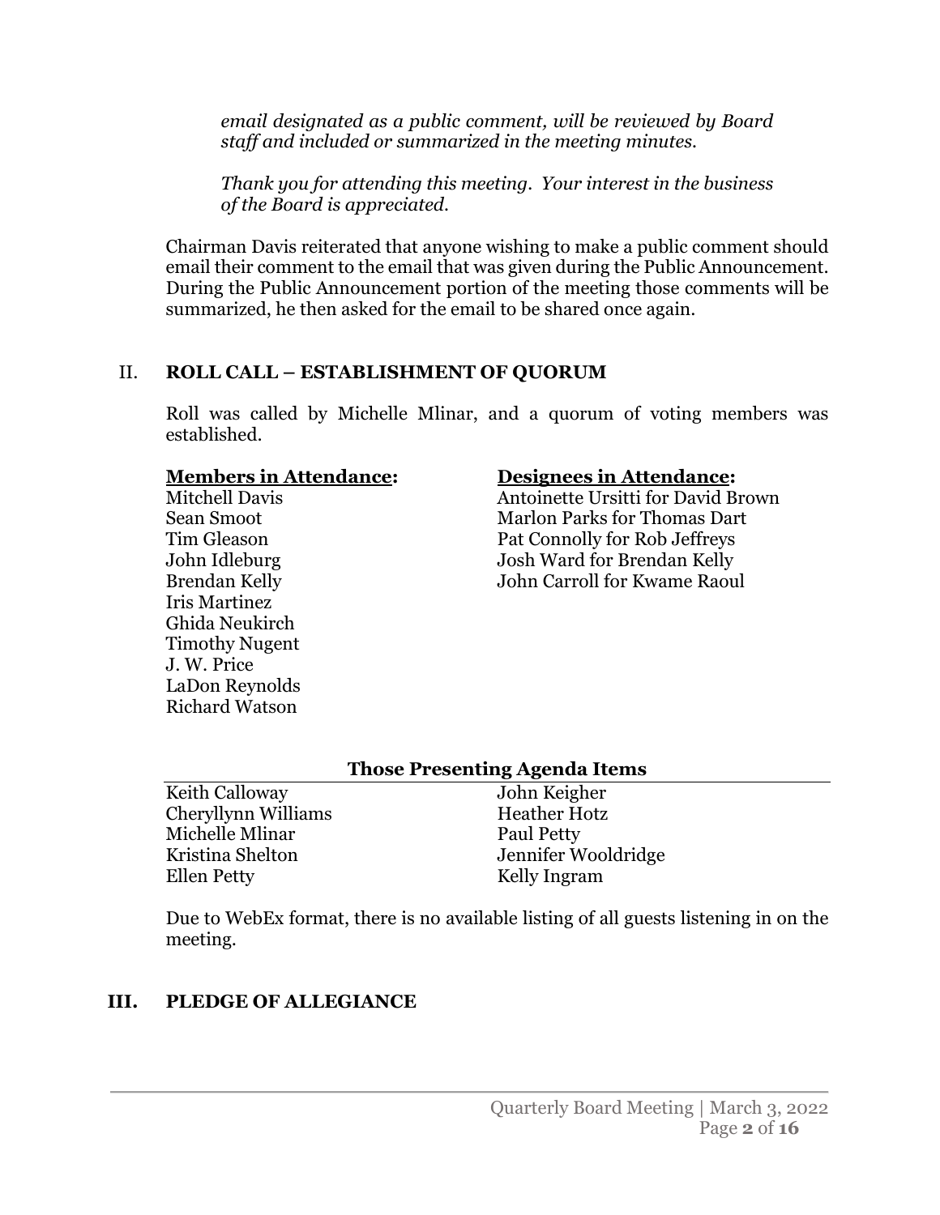*email designated as a public comment, will be reviewed by Board staff and included or summarized in the meeting minutes.*

*Thank you for attending this meeting. Your interest in the business of the Board is appreciated.*

Chairman Davis reiterated that anyone wishing to make a public comment should email their comment to the email that was given during the Public Announcement. During the Public Announcement portion of the meeting those comments will be summarized, he then asked for the email to be shared once again.

## II. ROLL CALL – ESTABLISHMENT OF QUORUM

Roll was called by Michelle Mlinar, and a quorum of voting members was established.

**Members in Attendance:**

Mitchell Davis
Sean Smoot
Tim Gleason
John Idleburg
Brendan Kelly
Iris Martinez
Ghida Neukirch
Timothy Nugent
J. W. Price
LaDon Reynolds
Richard Watson

**Designees in Attendance:**

Antoinette Ursitti for David Brown
Marlon Parks for Thomas Dart
Pat Connolly for Rob Jeffreys
Josh Ward for Brendan Kelly
John Carroll for Kwame Raoul

**Those Presenting Agenda Items**

| | |
|---|---|
| Keith Calloway | John Keigher |
| Cheryllynn Williams | Heather Hotz |
| Michelle Mlinar | Paul Petty |
| Kristina Shelton | Jennifer Wooldridge |
| Ellen Petty | Kelly Ingram |

Due to WebEx format, there is no available listing of all guests listening in on the meeting.

## III. PLEDGE OF ALLEGIANCE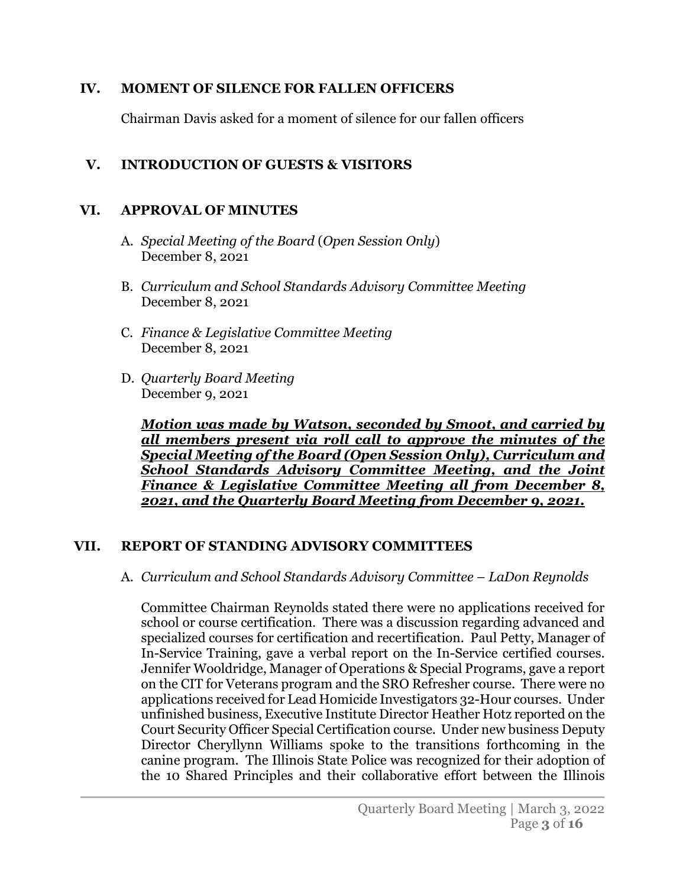## IV. MOMENT OF SILENCE FOR FALLEN OFFICERS

Chairman Davis asked for a moment of silence for our fallen officers

## V. INTRODUCTION OF GUESTS & VISITORS

## VI. APPROVAL OF MINUTES

A. *Special Meeting of the Board* (*Open Session Only*)
December 8, 2021

B. *Curriculum and School Standards Advisory Committee Meeting*
December 8, 2021

C. *Finance & Legislative Committee Meeting*
December 8, 2021

D. *Quarterly Board Meeting*
December 9, 2021

***<u>Motion was made by Watson, seconded by Smoot, and carried by all members present via roll call to approve the minutes of the Special Meeting of the Board (Open Session Only), Curriculum and School Standards Advisory Committee Meeting, and the Joint Finance & Legislative Committee Meeting all from December 8, 2021, and the Quarterly Board Meeting from December 9, 2021.</u>***

## VII. REPORT OF STANDING ADVISORY COMMITTEES

A. *Curriculum and School Standards Advisory Committee – LaDon Reynolds*

Committee Chairman Reynolds stated there were no applications received for school or course certification. There was a discussion regarding advanced and specialized courses for certification and recertification. Paul Petty, Manager of In-Service Training, gave a verbal report on the In-Service certified courses. Jennifer Wooldridge, Manager of Operations & Special Programs, gave a report on the CIT for Veterans program and the SRO Refresher course. There were no applications received for Lead Homicide Investigators 32-Hour courses. Under unfinished business, Executive Institute Director Heather Hotz reported on the Court Security Officer Special Certification course. Under new business Deputy Director Cheryllynn Williams spoke to the transitions forthcoming in the canine program. The Illinois State Police was recognized for their adoption of the 10 Shared Principles and their collaborative effort between the Illinois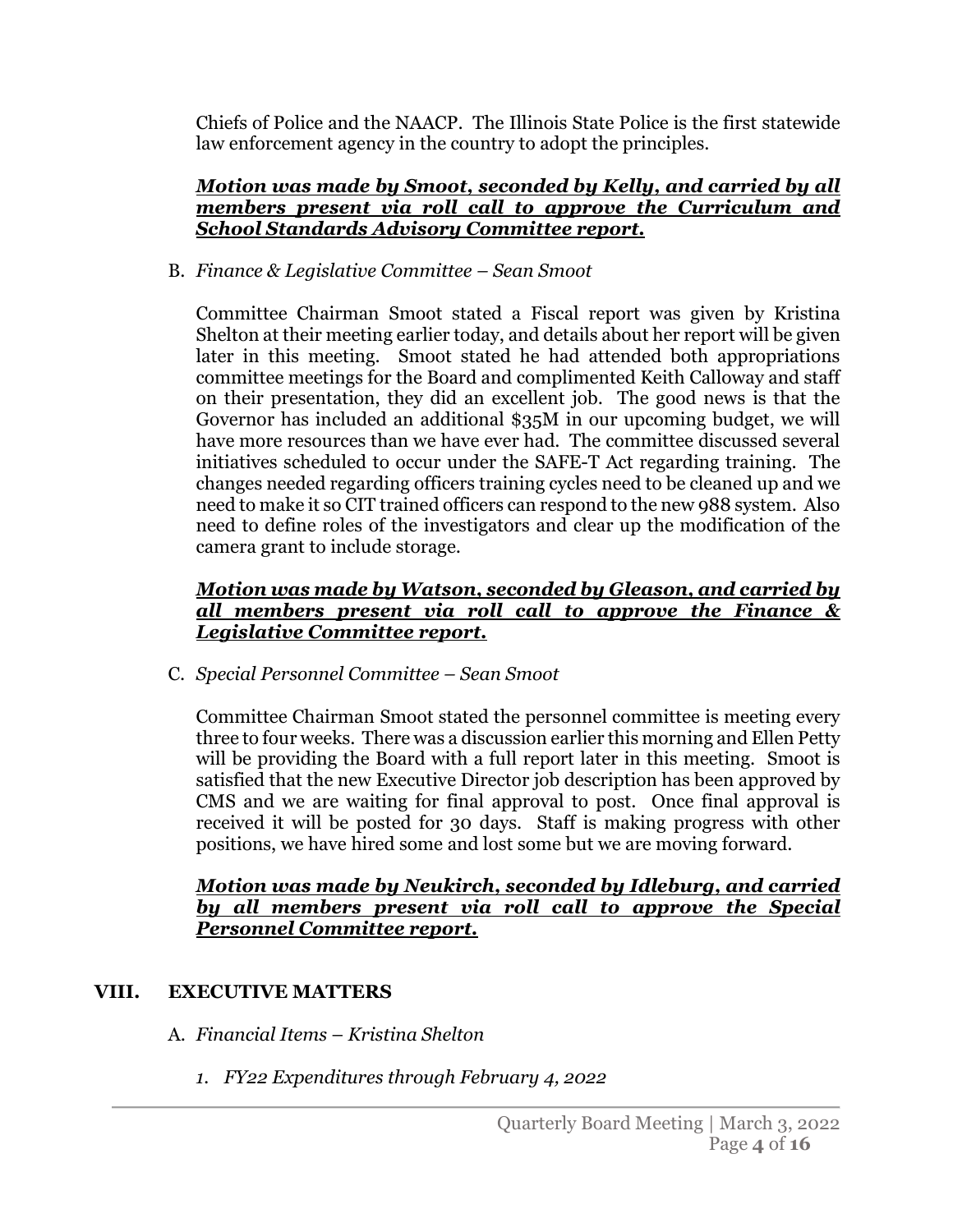Chiefs of Police and the NAACP. The Illinois State Police is the first statewide law enforcement agency in the country to adopt the principles.

***Motion was made by Smoot, seconded by Kelly, and carried by all members present via roll call to approve the Curriculum and School Standards Advisory Committee report.***

B. *Finance & Legislative Committee – Sean Smoot*

Committee Chairman Smoot stated a Fiscal report was given by Kristina Shelton at their meeting earlier today, and details about her report will be given later in this meeting. Smoot stated he had attended both appropriations committee meetings for the Board and complimented Keith Calloway and staff on their presentation, they did an excellent job. The good news is that the Governor has included an additional $35M in our upcoming budget, we will have more resources than we have ever had. The committee discussed several initiatives scheduled to occur under the SAFE-T Act regarding training. The changes needed regarding officers training cycles need to be cleaned up and we need to make it so CIT trained officers can respond to the new 988 system. Also need to define roles of the investigators and clear up the modification of the camera grant to include storage.

***Motion was made by Watson, seconded by Gleason, and carried by all members present via roll call to approve the Finance & Legislative Committee report.***

C. *Special Personnel Committee – Sean Smoot*

Committee Chairman Smoot stated the personnel committee is meeting every three to four weeks. There was a discussion earlier this morning and Ellen Petty will be providing the Board with a full report later in this meeting. Smoot is satisfied that the new Executive Director job description has been approved by CMS and we are waiting for final approval to post. Once final approval is received it will be posted for 30 days. Staff is making progress with other positions, we have hired some and lost some but we are moving forward.

***Motion was made by Neukirch, seconded by Idleburg, and carried by all members present via roll call to approve the Special Personnel Committee report.***

## VIII. EXECUTIVE MATTERS

A. *Financial Items – Kristina Shelton*

1. *FY22 Expenditures through February 4, 2022*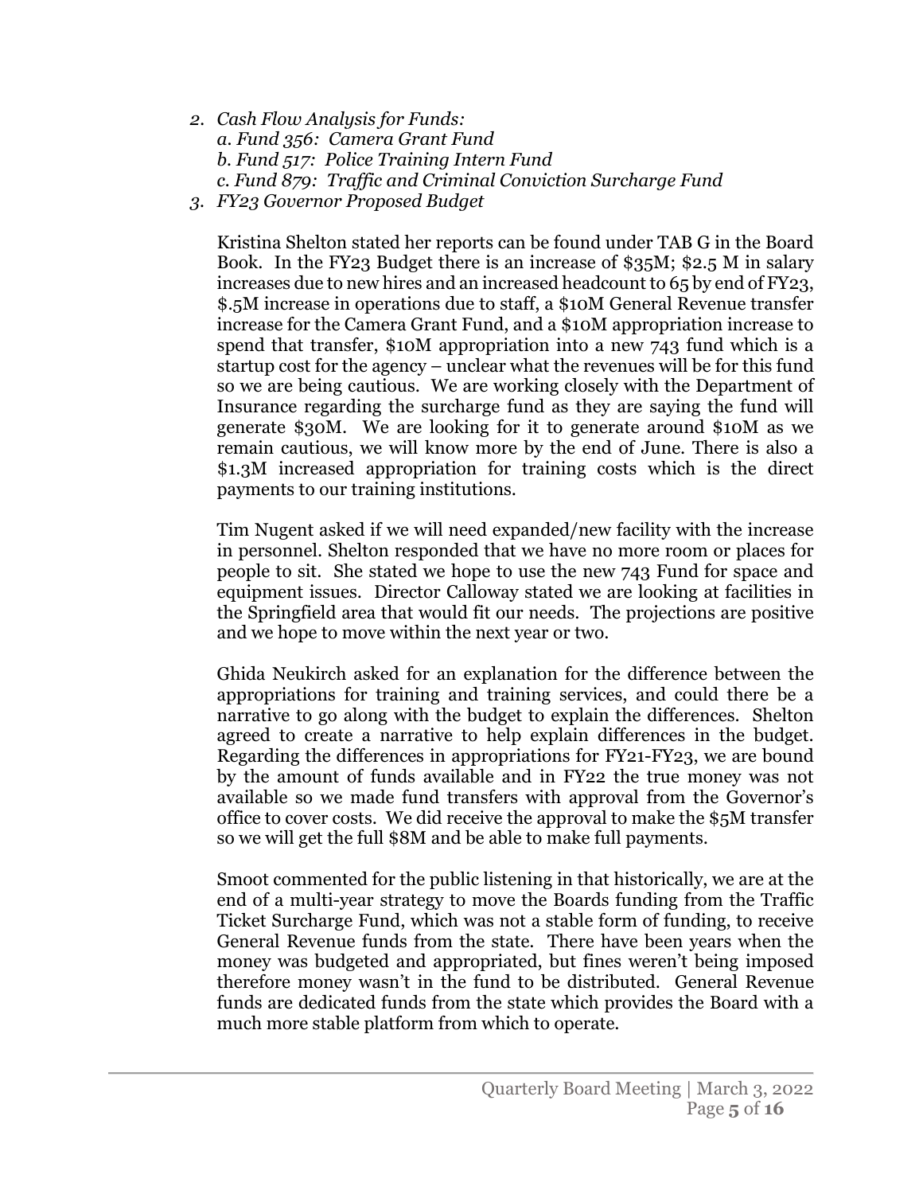2. *Cash Flow Analysis for Funds:*
   *a. Fund 356: Camera Grant Fund*
   *b. Fund 517: Police Training Intern Fund*
   *c. Fund 879: Traffic and Criminal Conviction Surcharge Fund*
3. *FY23 Governor Proposed Budget*

   Kristina Shelton stated her reports can be found under TAB G in the Board Book. In the FY23 Budget there is an increase of $35M; $2.5 M in salary increases due to new hires and an increased headcount to 65 by end of FY23, $.5M increase in operations due to staff, a $10M General Revenue transfer increase for the Camera Grant Fund, and a $10M appropriation increase to spend that transfer, $10M appropriation into a new 743 fund which is a startup cost for the agency – unclear what the revenues will be for this fund so we are being cautious. We are working closely with the Department of Insurance regarding the surcharge fund as they are saying the fund will generate $30M. We are looking for it to generate around $10M as we remain cautious, we will know more by the end of June. There is also a $1.3M increased appropriation for training costs which is the direct payments to our training institutions.

   Tim Nugent asked if we will need expanded/new facility with the increase in personnel. Shelton responded that we have no more room or places for people to sit. She stated we hope to use the new 743 Fund for space and equipment issues. Director Calloway stated we are looking at facilities in the Springfield area that would fit our needs. The projections are positive and we hope to move within the next year or two.

   Ghida Neukirch asked for an explanation for the difference between the appropriations for training and training services, and could there be a narrative to go along with the budget to explain the differences. Shelton agreed to create a narrative to help explain differences in the budget. Regarding the differences in appropriations for FY21-FY23, we are bound by the amount of funds available and in FY22 the true money was not available so we made fund transfers with approval from the Governor's office to cover costs. We did receive the approval to make the $5M transfer so we will get the full $8M and be able to make full payments.

   Smoot commented for the public listening in that historically, we are at the end of a multi-year strategy to move the Boards funding from the Traffic Ticket Surcharge Fund, which was not a stable form of funding, to receive General Revenue funds from the state. There have been years when the money was budgeted and appropriated, but fines weren't being imposed therefore money wasn't in the fund to be distributed. General Revenue funds are dedicated funds from the state which provides the Board with a much more stable platform from which to operate.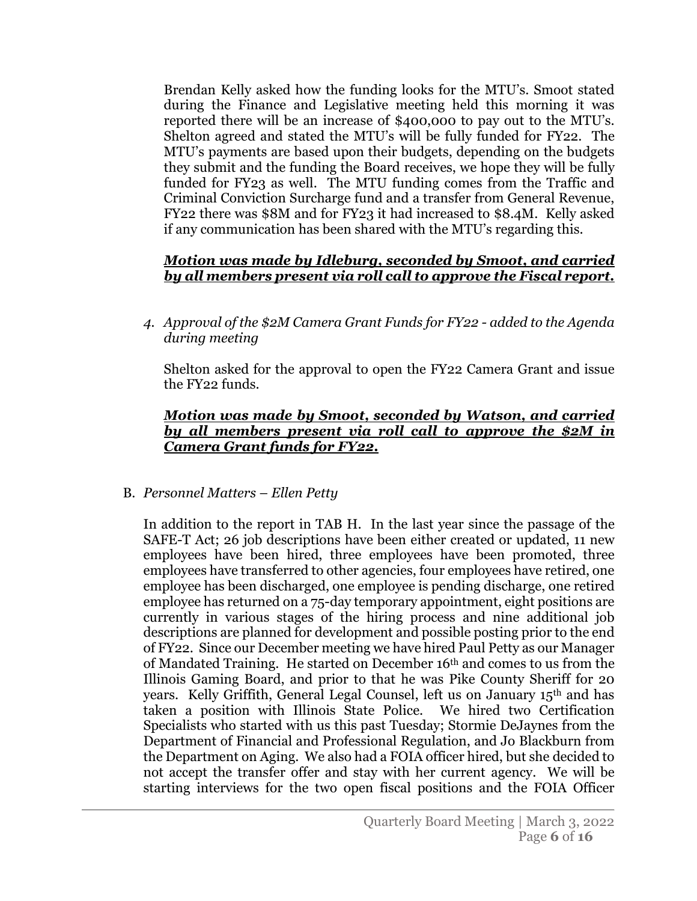Brendan Kelly asked how the funding looks for the MTU's. Smoot stated during the Finance and Legislative meeting held this morning it was reported there will be an increase of $400,000 to pay out to the MTU's. Shelton agreed and stated the MTU's will be fully funded for FY22. The MTU's payments are based upon their budgets, depending on the budgets they submit and the funding the Board receives, we hope they will be fully funded for FY23 as well. The MTU funding comes from the Traffic and Criminal Conviction Surcharge fund and a transfer from General Revenue, FY22 there was $8M and for FY23 it had increased to $8.4M. Kelly asked if any communication has been shared with the MTU's regarding this.

***Motion was made by Idleburg, seconded by Smoot, and carried by all members present via roll call to approve the Fiscal report.***

4. *Approval of the $2M Camera Grant Funds for FY22 - added to the Agenda during meeting*

   Shelton asked for the approval to open the FY22 Camera Grant and issue the FY22 funds.

   ***Motion was made by Smoot, seconded by Watson, and carried by all members present via roll call to approve the $2M in Camera Grant funds for FY22.***

B. *Personnel Matters – Ellen Petty*

In addition to the report in TAB H. In the last year since the passage of the SAFE-T Act; 26 job descriptions have been either created or updated, 11 new employees have been hired, three employees have been promoted, three employees have transferred to other agencies, four employees have retired, one employee has been discharged, one employee is pending discharge, one retired employee has returned on a 75-day temporary appointment, eight positions are currently in various stages of the hiring process and nine additional job descriptions are planned for development and possible posting prior to the end of FY22. Since our December meeting we have hired Paul Petty as our Manager of Mandated Training. He started on December 16th and comes to us from the Illinois Gaming Board, and prior to that he was Pike County Sheriff for 20 years. Kelly Griffith, General Legal Counsel, left us on January 15th and has taken a position with Illinois State Police. We hired two Certification Specialists who started with us this past Tuesday; Stormie DeJaynes from the Department of Financial and Professional Regulation, and Jo Blackburn from the Department on Aging. We also had a FOIA officer hired, but she decided to not accept the transfer offer and stay with her current agency. We will be starting interviews for the two open fiscal positions and the FOIA Officer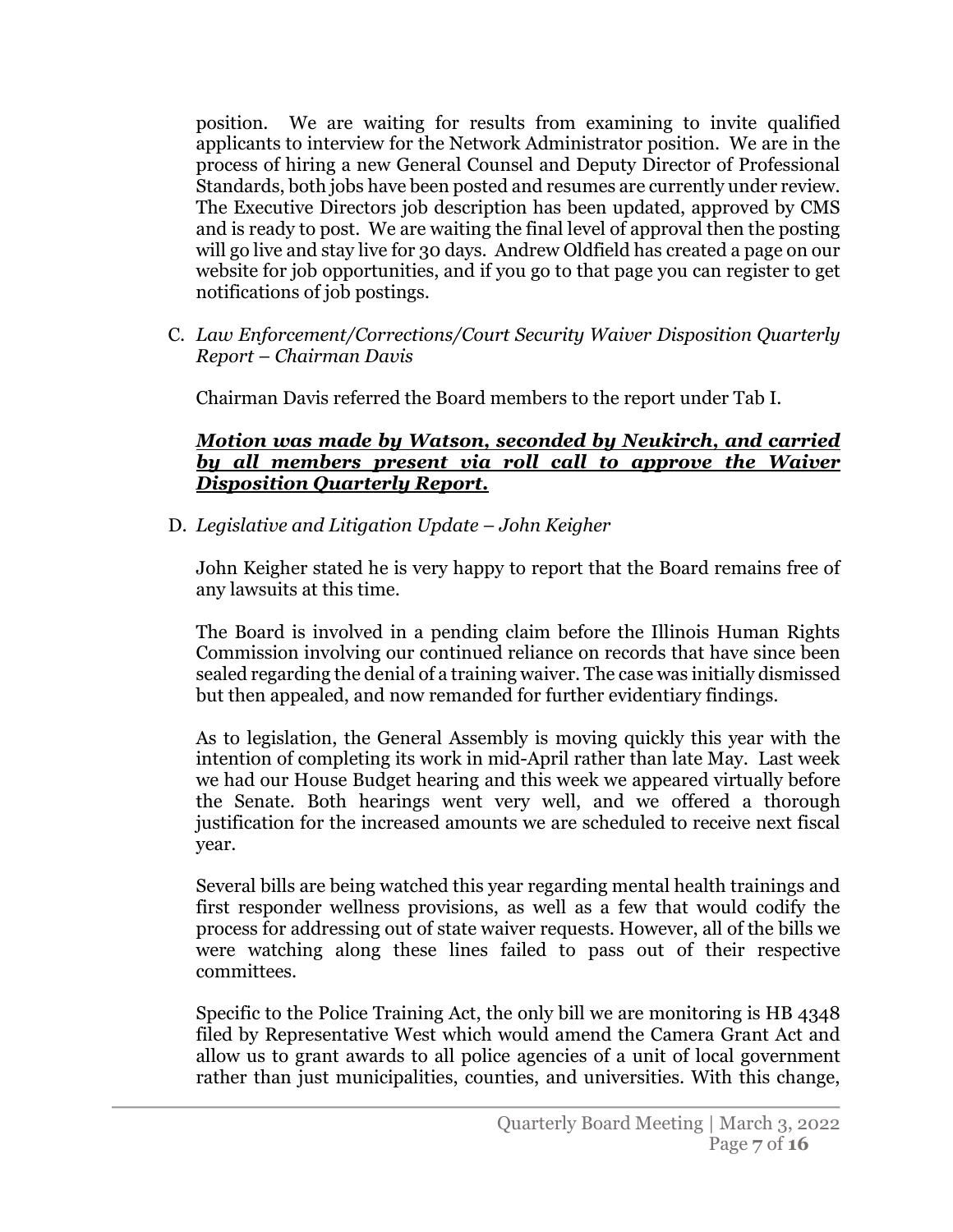position. We are waiting for results from examining to invite qualified applicants to interview for the Network Administrator position. We are in the process of hiring a new General Counsel and Deputy Director of Professional Standards, both jobs have been posted and resumes are currently under review. The Executive Directors job description has been updated, approved by CMS and is ready to post. We are waiting the final level of approval then the posting will go live and stay live for 30 days. Andrew Oldfield has created a page on our website for job opportunities, and if you go to that page you can register to get notifications of job postings.

C. *Law Enforcement/Corrections/Court Security Waiver Disposition Quarterly Report – Chairman Davis*

Chairman Davis referred the Board members to the report under Tab I.

***Motion was made by Watson, seconded by Neukirch, and carried by all members present via roll call to approve the Waiver Disposition Quarterly Report.***

D. *Legislative and Litigation Update – John Keigher*

John Keigher stated he is very happy to report that the Board remains free of any lawsuits at this time.

The Board is involved in a pending claim before the Illinois Human Rights Commission involving our continued reliance on records that have since been sealed regarding the denial of a training waiver. The case was initially dismissed but then appealed, and now remanded for further evidentiary findings.

As to legislation, the General Assembly is moving quickly this year with the intention of completing its work in mid-April rather than late May. Last week we had our House Budget hearing and this week we appeared virtually before the Senate. Both hearings went very well, and we offered a thorough justification for the increased amounts we are scheduled to receive next fiscal year.

Several bills are being watched this year regarding mental health trainings and first responder wellness provisions, as well as a few that would codify the process for addressing out of state waiver requests. However, all of the bills we were watching along these lines failed to pass out of their respective committees.

Specific to the Police Training Act, the only bill we are monitoring is HB 4348 filed by Representative West which would amend the Camera Grant Act and allow us to grant awards to all police agencies of a unit of local government rather than just municipalities, counties, and universities. With this change,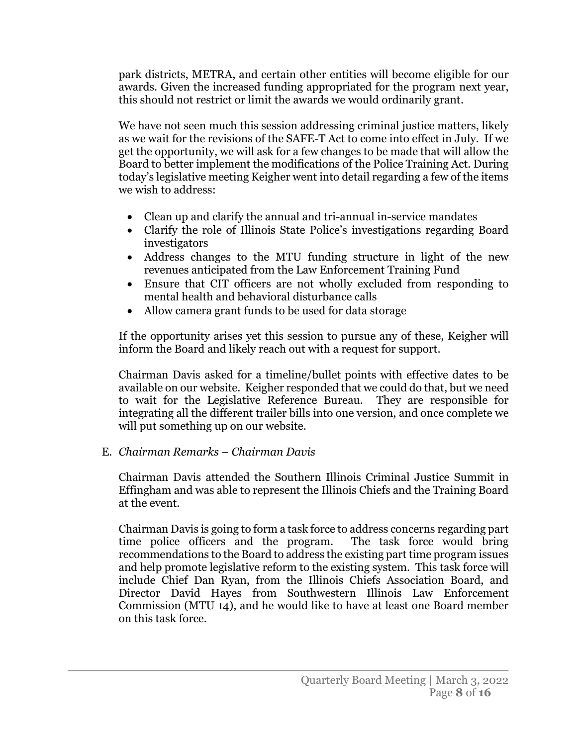park districts, METRA, and certain other entities will become eligible for our awards. Given the increased funding appropriated for the program next year, this should not restrict or limit the awards we would ordinarily grant.

We have not seen much this session addressing criminal justice matters, likely as we wait for the revisions of the SAFE-T Act to come into effect in July. If we get the opportunity, we will ask for a few changes to be made that will allow the Board to better implement the modifications of the Police Training Act. During today's legislative meeting Keigher went into detail regarding a few of the items we wish to address:

- Clean up and clarify the annual and tri-annual in-service mandates
- Clarify the role of Illinois State Police's investigations regarding Board investigators
- Address changes to the MTU funding structure in light of the new revenues anticipated from the Law Enforcement Training Fund
- Ensure that CIT officers are not wholly excluded from responding to mental health and behavioral disturbance calls
- Allow camera grant funds to be used for data storage

If the opportunity arises yet this session to pursue any of these, Keigher will inform the Board and likely reach out with a request for support.

Chairman Davis asked for a timeline/bullet points with effective dates to be available on our website. Keigher responded that we could do that, but we need to wait for the Legislative Reference Bureau. They are responsible for integrating all the different trailer bills into one version, and once complete we will put something up on our website.

E. *Chairman Remarks – Chairman Davis*

Chairman Davis attended the Southern Illinois Criminal Justice Summit in Effingham and was able to represent the Illinois Chiefs and the Training Board at the event.

Chairman Davis is going to form a task force to address concerns regarding part time police officers and the program. The task force would bring recommendations to the Board to address the existing part time program issues and help promote legislative reform to the existing system. This task force will include Chief Dan Ryan, from the Illinois Chiefs Association Board, and Director David Hayes from Southwestern Illinois Law Enforcement Commission (MTU 14), and he would like to have at least one Board member on this task force.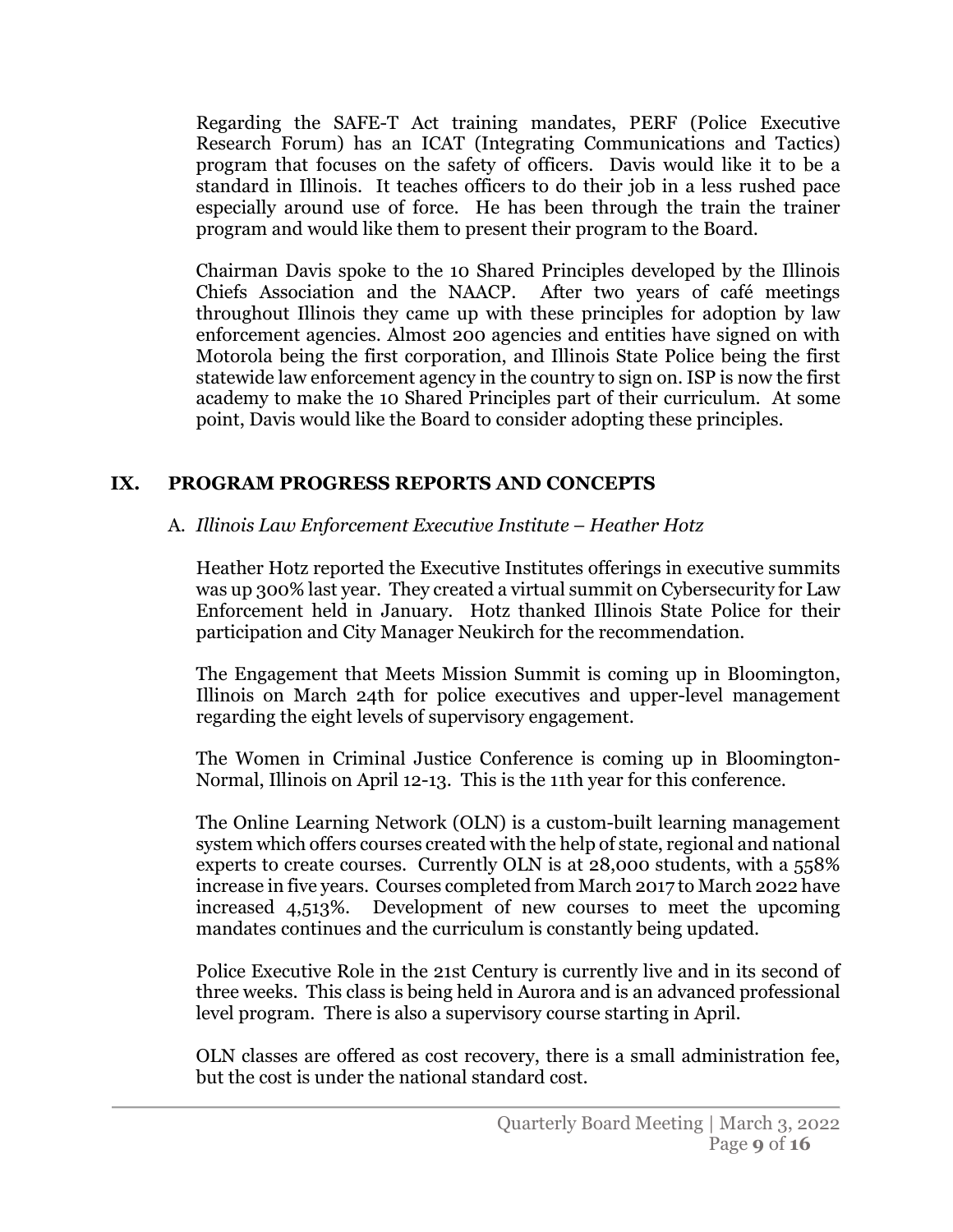Regarding the SAFE-T Act training mandates, PERF (Police Executive Research Forum) has an ICAT (Integrating Communications and Tactics) program that focuses on the safety of officers. Davis would like it to be a standard in Illinois. It teaches officers to do their job in a less rushed pace especially around use of force. He has been through the train the trainer program and would like them to present their program to the Board.

Chairman Davis spoke to the 10 Shared Principles developed by the Illinois Chiefs Association and the NAACP. After two years of café meetings throughout Illinois they came up with these principles for adoption by law enforcement agencies. Almost 200 agencies and entities have signed on with Motorola being the first corporation, and Illinois State Police being the first statewide law enforcement agency in the country to sign on. ISP is now the first academy to make the 10 Shared Principles part of their curriculum. At some point, Davis would like the Board to consider adopting these principles.

## IX. PROGRAM PROGRESS REPORTS AND CONCEPTS

### A. *Illinois Law Enforcement Executive Institute – Heather Hotz*

Heather Hotz reported the Executive Institutes offerings in executive summits was up 300% last year. They created a virtual summit on Cybersecurity for Law Enforcement held in January. Hotz thanked Illinois State Police for their participation and City Manager Neukirch for the recommendation.

The Engagement that Meets Mission Summit is coming up in Bloomington, Illinois on March 24th for police executives and upper-level management regarding the eight levels of supervisory engagement.

The Women in Criminal Justice Conference is coming up in Bloomington-Normal, Illinois on April 12-13. This is the 11th year for this conference.

The Online Learning Network (OLN) is a custom-built learning management system which offers courses created with the help of state, regional and national experts to create courses. Currently OLN is at 28,000 students, with a 558% increase in five years. Courses completed from March 2017 to March 2022 have increased 4,513%. Development of new courses to meet the upcoming mandates continues and the curriculum is constantly being updated.

Police Executive Role in the 21st Century is currently live and in its second of three weeks. This class is being held in Aurora and is an advanced professional level program. There is also a supervisory course starting in April.

OLN classes are offered as cost recovery, there is a small administration fee, but the cost is under the national standard cost.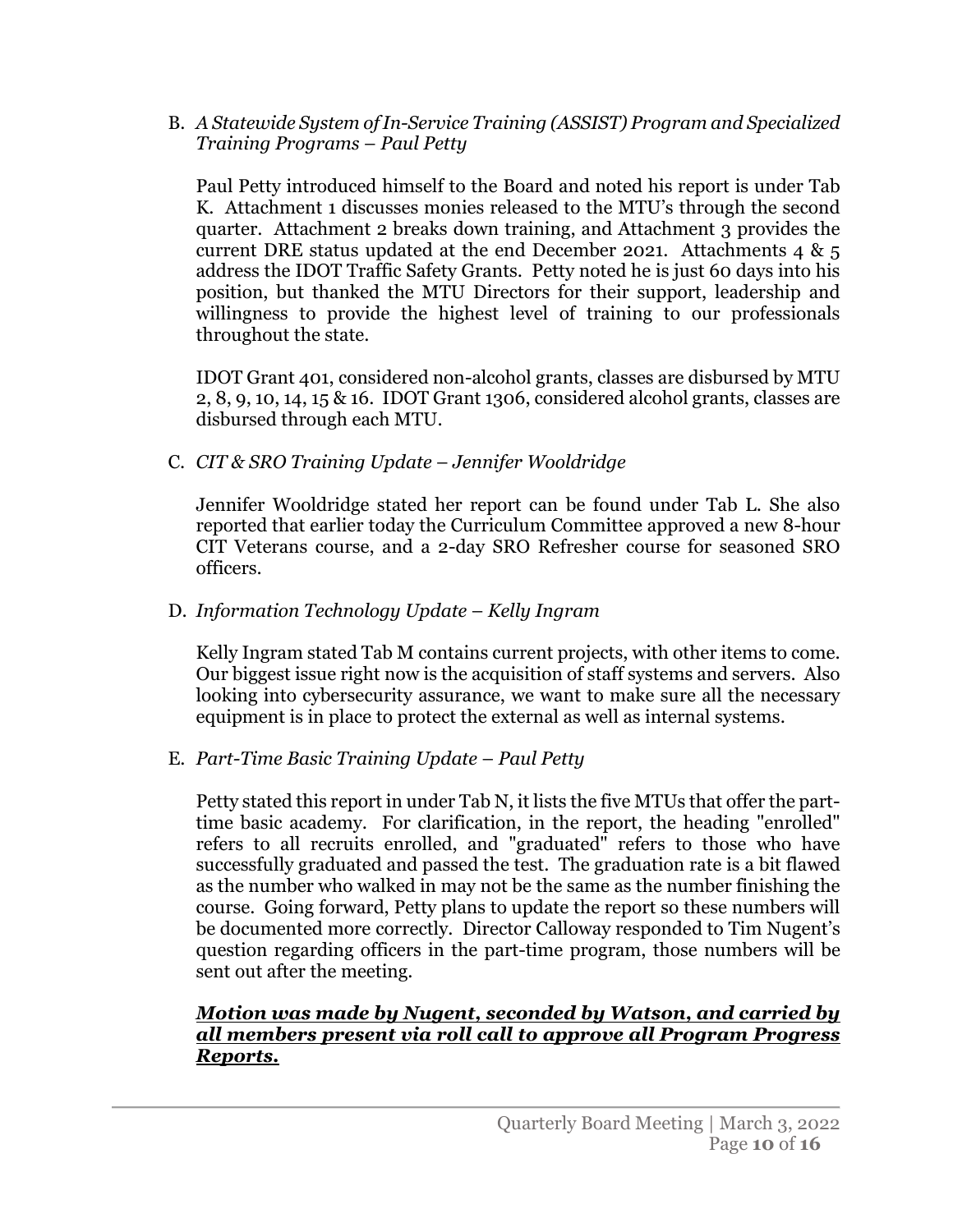B. *A Statewide System of In-Service Training (ASSIST) Program and Specialized Training Programs – Paul Petty*

Paul Petty introduced himself to the Board and noted his report is under Tab K. Attachment 1 discusses monies released to the MTU's through the second quarter. Attachment 2 breaks down training, and Attachment 3 provides the current DRE status updated at the end December 2021. Attachments 4 & 5 address the IDOT Traffic Safety Grants. Petty noted he is just 60 days into his position, but thanked the MTU Directors for their support, leadership and willingness to provide the highest level of training to our professionals throughout the state.

IDOT Grant 401, considered non-alcohol grants, classes are disbursed by MTU 2, 8, 9, 10, 14, 15 & 16. IDOT Grant 1306, considered alcohol grants, classes are disbursed through each MTU.

C. *CIT & SRO Training Update – Jennifer Wooldridge*

Jennifer Wooldridge stated her report can be found under Tab L. She also reported that earlier today the Curriculum Committee approved a new 8-hour CIT Veterans course, and a 2-day SRO Refresher course for seasoned SRO officers.

D. *Information Technology Update – Kelly Ingram*

Kelly Ingram stated Tab M contains current projects, with other items to come. Our biggest issue right now is the acquisition of staff systems and servers. Also looking into cybersecurity assurance, we want to make sure all the necessary equipment is in place to protect the external as well as internal systems.

E. *Part-Time Basic Training Update – Paul Petty*

Petty stated this report in under Tab N, it lists the five MTUs that offer the part-time basic academy. For clarification, in the report, the heading "enrolled" refers to all recruits enrolled, and "graduated" refers to those who have successfully graduated and passed the test. The graduation rate is a bit flawed as the number who walked in may not be the same as the number finishing the course. Going forward, Petty plans to update the report so these numbers will be documented more correctly. Director Calloway responded to Tim Nugent's question regarding officers in the part-time program, those numbers will be sent out after the meeting.

***Motion was made by Nugent, seconded by Watson, and carried by all members present via roll call to approve all Program Progress Reports.***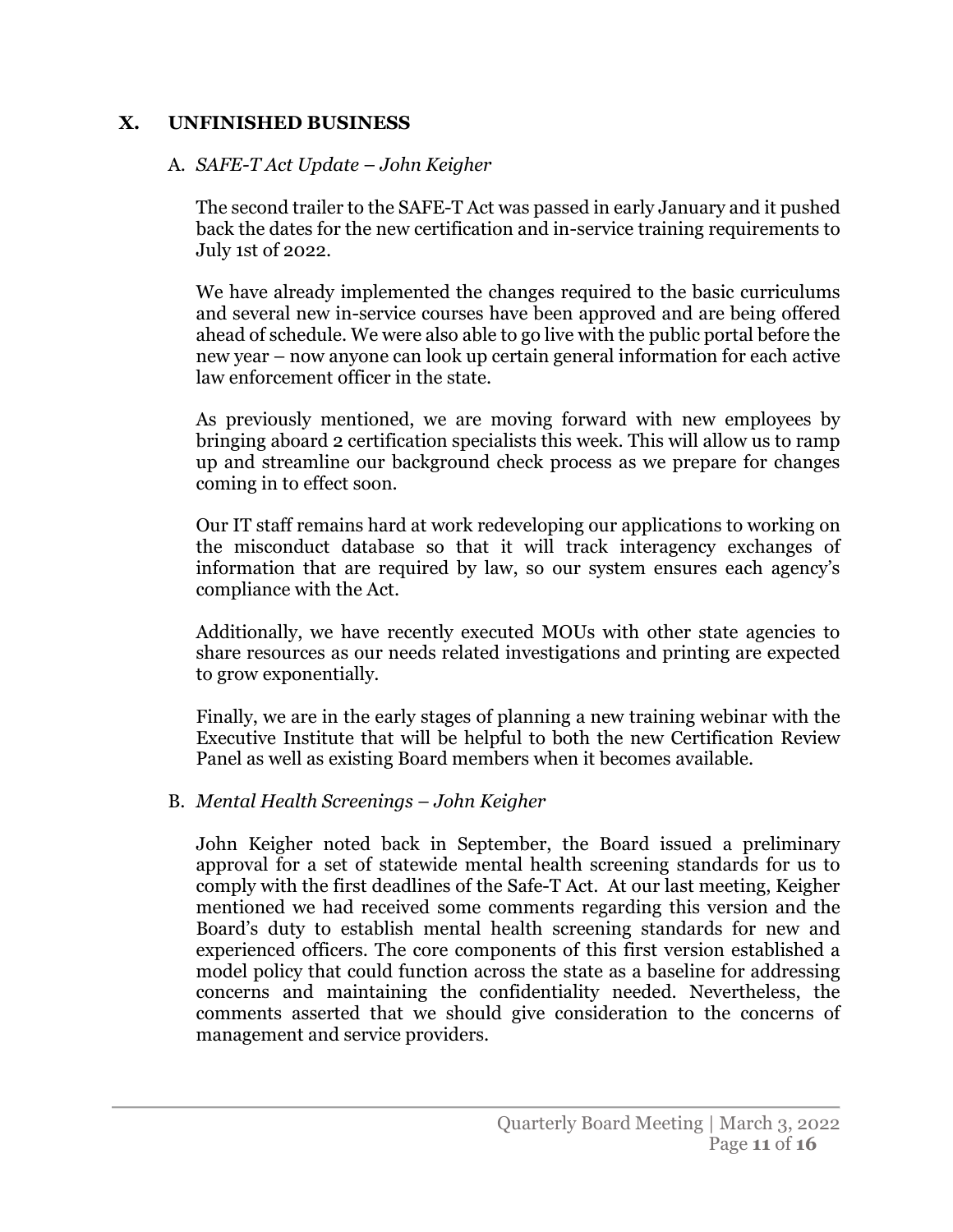## X. UNFINISHED BUSINESS

### A. *SAFE-T Act Update – John Keigher*

The second trailer to the SAFE-T Act was passed in early January and it pushed back the dates for the new certification and in-service training requirements to July 1st of 2022.

We have already implemented the changes required to the basic curriculums and several new in-service courses have been approved and are being offered ahead of schedule. We were also able to go live with the public portal before the new year – now anyone can look up certain general information for each active law enforcement officer in the state.

As previously mentioned, we are moving forward with new employees by bringing aboard 2 certification specialists this week. This will allow us to ramp up and streamline our background check process as we prepare for changes coming in to effect soon.

Our IT staff remains hard at work redeveloping our applications to working on the misconduct database so that it will track interagency exchanges of information that are required by law, so our system ensures each agency's compliance with the Act.

Additionally, we have recently executed MOUs with other state agencies to share resources as our needs related investigations and printing are expected to grow exponentially.

Finally, we are in the early stages of planning a new training webinar with the Executive Institute that will be helpful to both the new Certification Review Panel as well as existing Board members when it becomes available.

### B. *Mental Health Screenings – John Keigher*

John Keigher noted back in September, the Board issued a preliminary approval for a set of statewide mental health screening standards for us to comply with the first deadlines of the Safe-T Act. At our last meeting, Keigher mentioned we had received some comments regarding this version and the Board's duty to establish mental health screening standards for new and experienced officers. The core components of this first version established a model policy that could function across the state as a baseline for addressing concerns and maintaining the confidentiality needed. Nevertheless, the comments asserted that we should give consideration to the concerns of management and service providers.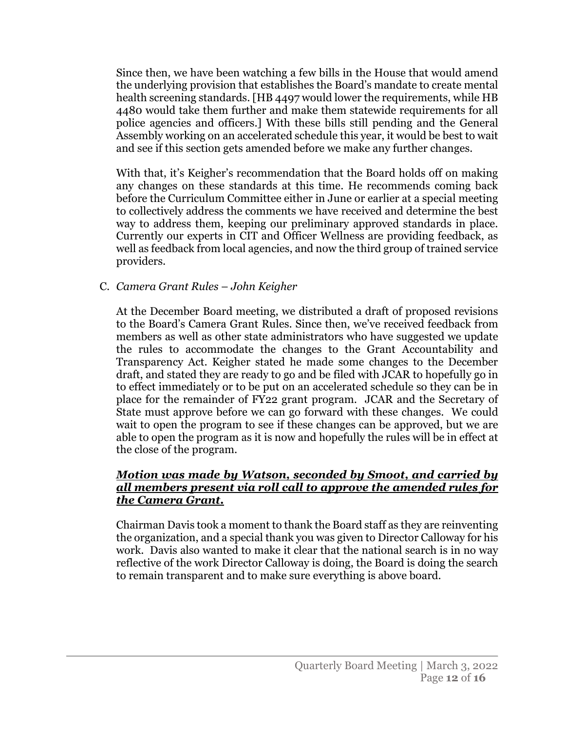Since then, we have been watching a few bills in the House that would amend the underlying provision that establishes the Board's mandate to create mental health screening standards. [HB 4497 would lower the requirements, while HB 4480 would take them further and make them statewide requirements for all police agencies and officers.] With these bills still pending and the General Assembly working on an accelerated schedule this year, it would be best to wait and see if this section gets amended before we make any further changes.

With that, it's Keigher's recommendation that the Board holds off on making any changes on these standards at this time. He recommends coming back before the Curriculum Committee either in June or earlier at a special meeting to collectively address the comments we have received and determine the best way to address them, keeping our preliminary approved standards in place. Currently our experts in CIT and Officer Wellness are providing feedback, as well as feedback from local agencies, and now the third group of trained service providers.

C. *Camera Grant Rules – John Keigher*

At the December Board meeting, we distributed a draft of proposed revisions to the Board's Camera Grant Rules. Since then, we've received feedback from members as well as other state administrators who have suggested we update the rules to accommodate the changes to the Grant Accountability and Transparency Act. Keigher stated he made some changes to the December draft, and stated they are ready to go and be filed with JCAR to hopefully go in to effect immediately or to be put on an accelerated schedule so they can be in place for the remainder of FY22 grant program. JCAR and the Secretary of State must approve before we can go forward with these changes. We could wait to open the program to see if these changes can be approved, but we are able to open the program as it is now and hopefully the rules will be in effect at the close of the program.

***<u>Motion was made by Watson, seconded by Smoot, and carried by all members present via roll call to approve the amended rules for the Camera Grant.</u>***

Chairman Davis took a moment to thank the Board staff as they are reinventing the organization, and a special thank you was given to Director Calloway for his work. Davis also wanted to make it clear that the national search is in no way reflective of the work Director Calloway is doing, the Board is doing the search to remain transparent and to make sure everything is above board.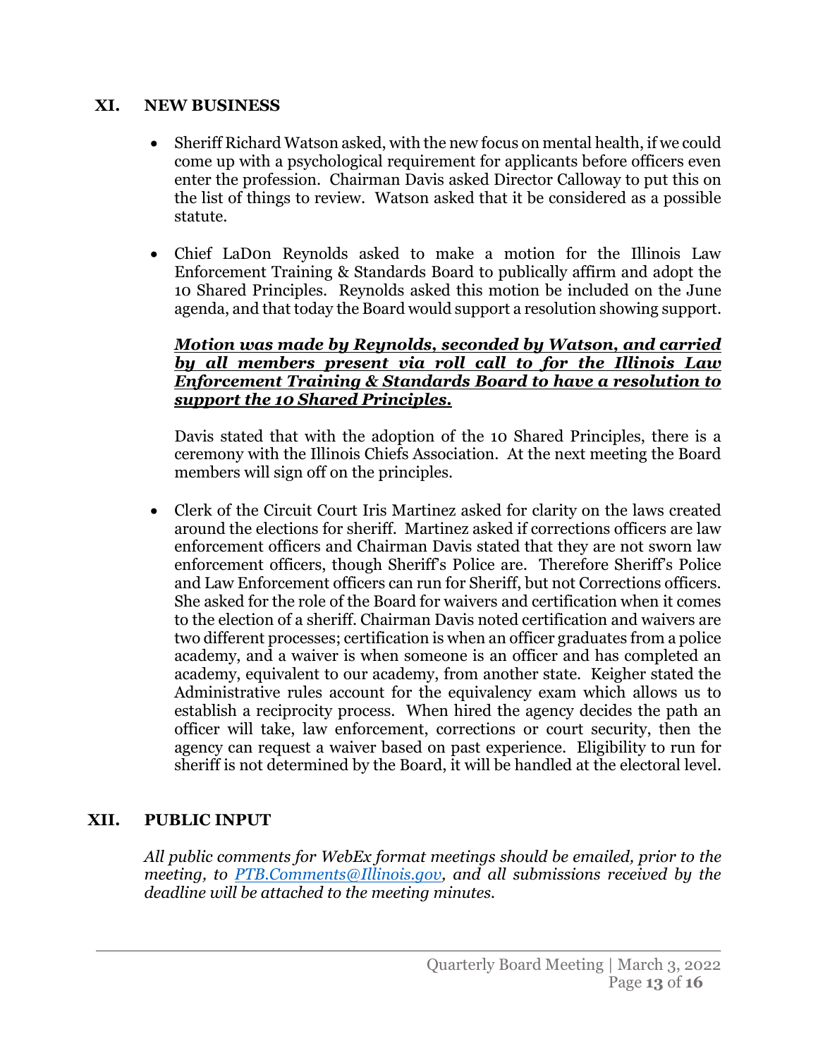## XI. NEW BUSINESS

- Sheriff Richard Watson asked, with the new focus on mental health, if we could come up with a psychological requirement for applicants before officers even enter the profession. Chairman Davis asked Director Calloway to put this on the list of things to review. Watson asked that it be considered as a possible statute.

- Chief LaD0n Reynolds asked to make a motion for the Illinois Law Enforcement Training & Standards Board to publically affirm and adopt the 10 Shared Principles. Reynolds asked this motion be included on the June agenda, and that today the Board would support a resolution showing support.

  ***Motion was made by Reynolds, seconded by Watson, and carried by all members present via roll call to for the Illinois Law Enforcement Training & Standards Board to have a resolution to support the 10 Shared Principles.***

  Davis stated that with the adoption of the 10 Shared Principles, there is a ceremony with the Illinois Chiefs Association. At the next meeting the Board members will sign off on the principles.

- Clerk of the Circuit Court Iris Martinez asked for clarity on the laws created around the elections for sheriff. Martinez asked if corrections officers are law enforcement officers and Chairman Davis stated that they are not sworn law enforcement officers, though Sheriff's Police are. Therefore Sheriff's Police and Law Enforcement officers can run for Sheriff, but not Corrections officers. She asked for the role of the Board for waivers and certification when it comes to the election of a sheriff. Chairman Davis noted certification and waivers are two different processes; certification is when an officer graduates from a police academy, and a waiver is when someone is an officer and has completed an academy, equivalent to our academy, from another state. Keigher stated the Administrative rules account for the equivalency exam which allows us to establish a reciprocity process. When hired the agency decides the path an officer will take, law enforcement, corrections or court security, then the agency can request a waiver based on past experience. Eligibility to run for sheriff is not determined by the Board, it will be handled at the electoral level.

## XII. PUBLIC INPUT

*All public comments for WebEx format meetings should be emailed, prior to the meeting, to [PTB.Comments@Illinois.gov](mailto:PTB.Comments@Illinois.gov), and all submissions received by the deadline will be attached to the meeting minutes.*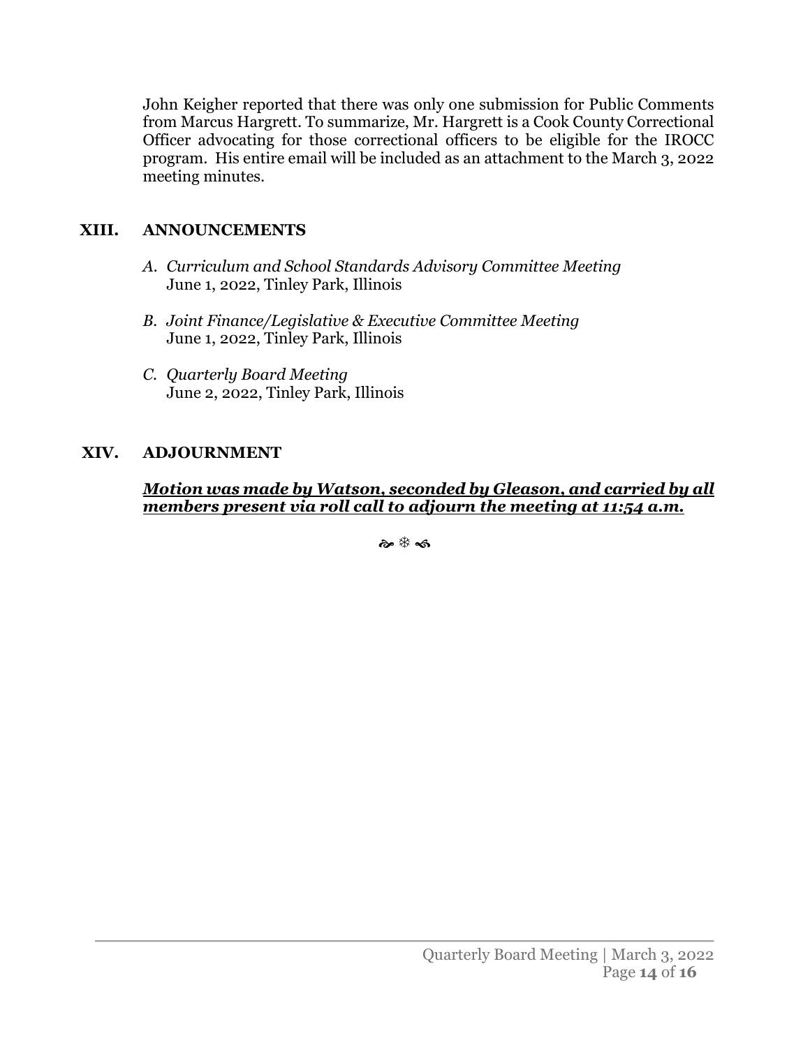John Keigher reported that there was only one submission for Public Comments from Marcus Hargrett. To summarize, Mr. Hargrett is a Cook County Correctional Officer advocating for those correctional officers to be eligible for the IROCC program. His entire email will be included as an attachment to the March 3, 2022 meeting minutes.

## XIII. ANNOUNCEMENTS

A. *Curriculum and School Standards Advisory Committee Meeting*
   June 1, 2022, Tinley Park, Illinois

B. *Joint Finance/Legislative & Executive Committee Meeting*
   June 1, 2022, Tinley Park, Illinois

C. *Quarterly Board Meeting*
   June 2, 2022, Tinley Park, Illinois

## XIV. ADJOURNMENT

***Motion was made by Watson, seconded by Gleason, and carried by all members present via roll call to adjourn the meeting at 11:54 a.m.***

❧ ❄ ☙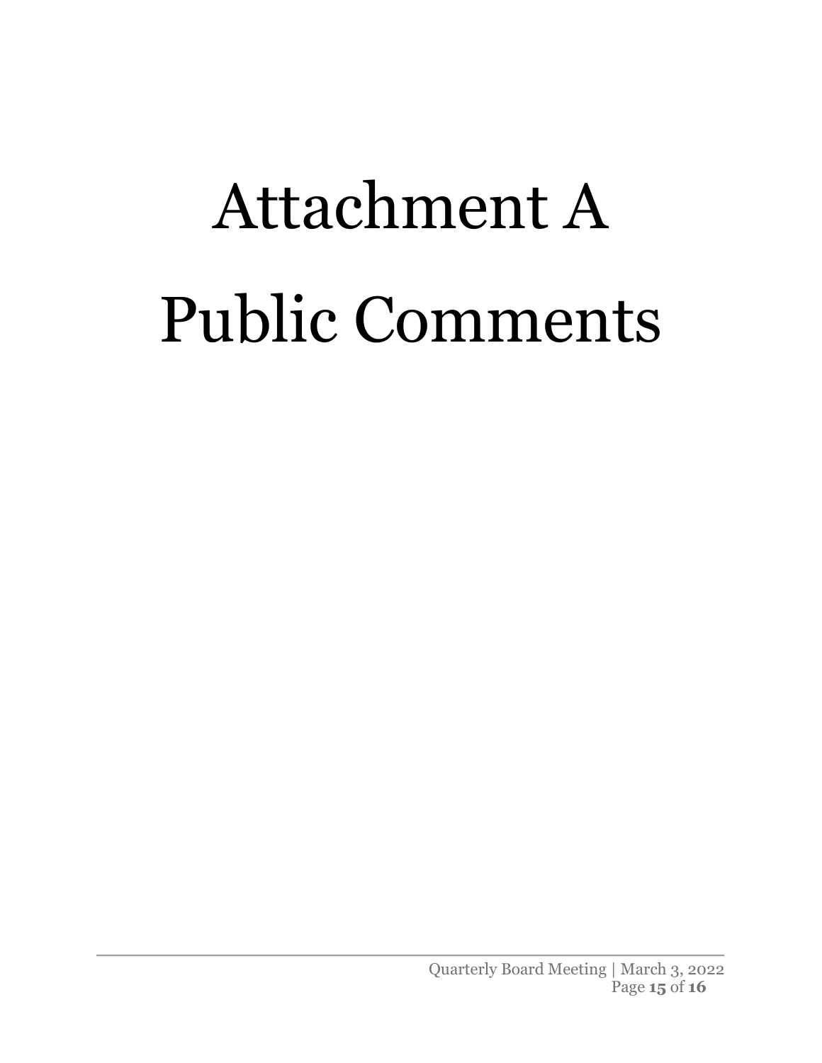# Attachment A

# Public Comments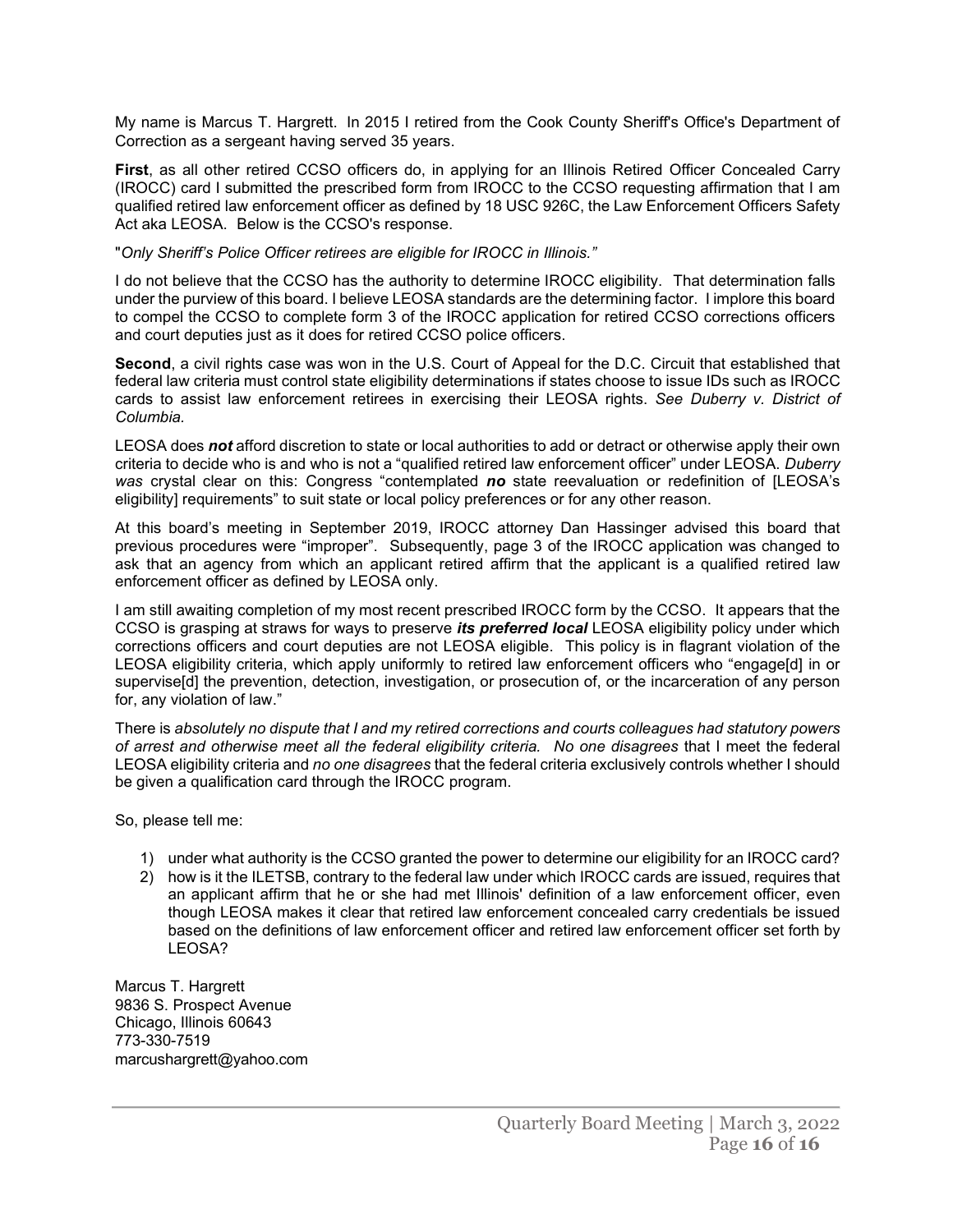My name is Marcus T. Hargrett. In 2015 I retired from the Cook County Sheriff's Office's Department of Correction as a sergeant having served 35 years.

**First**, as all other retired CCSO officers do, in applying for an Illinois Retired Officer Concealed Carry (IROCC) card I submitted the prescribed form from IROCC to the CCSO requesting affirmation that I am qualified retired law enforcement officer as defined by 18 USC 926C, the Law Enforcement Officers Safety Act aka LEOSA. Below is the CCSO's response.

"*Only Sheriff's Police Officer retirees are eligible for IROCC in Illinois."*

I do not believe that the CCSO has the authority to determine IROCC eligibility. That determination falls under the purview of this board. I believe LEOSA standards are the determining factor. I implore this board to compel the CCSO to complete form 3 of the IROCC application for retired CCSO corrections officers and court deputies just as it does for retired CCSO police officers.

**Second**, a civil rights case was won in the U.S. Court of Appeal for the D.C. Circuit that established that federal law criteria must control state eligibility determinations if states choose to issue IDs such as IROCC cards to assist law enforcement retirees in exercising their LEOSA rights. *See Duberry v. District of Columbia.*

LEOSA does ***not*** afford discretion to state or local authorities to add or detract or otherwise apply their own criteria to decide who is and who is not a "qualified retired law enforcement officer" under LEOSA. *Duberry was* crystal clear on this: Congress "contemplated ***no*** state reevaluation or redefinition of [LEOSA's eligibility] requirements" to suit state or local policy preferences or for any other reason.

At this board's meeting in September 2019, IROCC attorney Dan Hassinger advised this board that previous procedures were "improper". Subsequently, page 3 of the IROCC application was changed to ask that an agency from which an applicant retired affirm that the applicant is a qualified retired law enforcement officer as defined by LEOSA only.

I am still awaiting completion of my most recent prescribed IROCC form by the CCSO. It appears that the CCSO is grasping at straws for ways to preserve ***its preferred local*** LEOSA eligibility policy under which corrections officers and court deputies are not LEOSA eligible. This policy is in flagrant violation of the LEOSA eligibility criteria, which apply uniformly to retired law enforcement officers who "engage[d] in or supervise[d] the prevention, detection, investigation, or prosecution of, or the incarceration of any person for, any violation of law."

There is *absolutely no dispute that I and my retired corrections and courts colleagues had statutory powers of arrest and otherwise meet all the federal eligibility criteria. No one disagrees* that I meet the federal LEOSA eligibility criteria and *no one disagrees* that the federal criteria exclusively controls whether I should be given a qualification card through the IROCC program.

So, please tell me:

1) under what authority is the CCSO granted the power to determine our eligibility for an IROCC card?
2) how is it the ILETSB, contrary to the federal law under which IROCC cards are issued, requires that an applicant affirm that he or she had met Illinois' definition of a law enforcement officer, even though LEOSA makes it clear that retired law enforcement concealed carry credentials be issued based on the definitions of law enforcement officer and retired law enforcement officer set forth by LEOSA?

Marcus T. Hargrett
9836 S. Prospect Avenue
Chicago, Illinois 60643
773-330-7519
marcushargrett@yahoo.com